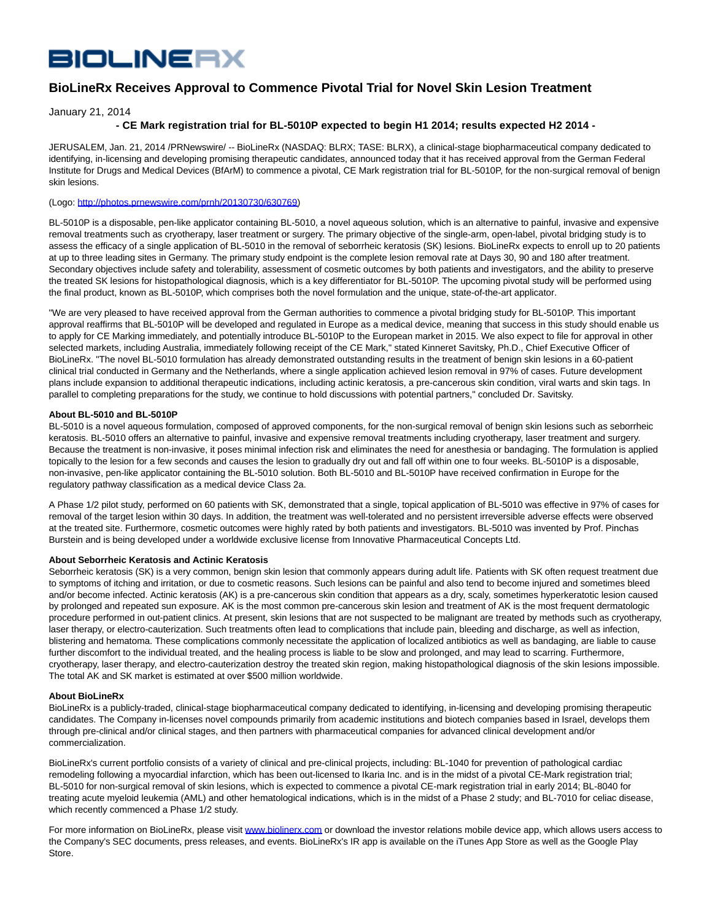# BioLineRx Receives Approval to Commence Pivotal Trial for Novel Skin Lesion Treatment

January 21, 2014

**- CE Mark registration trial for BL-5010P expected to begin H1 2014; results expected H2 2014 -**

JERUSALEM, Jan. 21, 2014 /PRNewswire/ -- BioLineRx (NASDAQ: BLRX; TASE: BLRX), a clinical-stage biopharmaceutical company dedicated to identifying, in-licensing and developing promising therapeutic candidates, announced today that it has received approval from the German Federal Institute for Drugs and Medical Devices (BfArM) to commence a pivotal, CE Mark registration trial for BL-5010P, for the non-surgical removal of benign skin lesions.

(Logo: http://photos.prnewswire.com/prnh/20130730/630769)

BL-5010P is a disposable, pen-like applicator containing BL-5010, a novel aqueous solution, which is an alternative to painful, invasive and expensive removal treatments such as cryotherapy, laser treatment or surgery. The primary objective of the single-arm, open-label, pivotal bridging study is to assess the efficacy of a single application of BL-5010 in the removal of seborrheic keratosis (SK) lesions. BioLineRx expects to enroll up to 20 patients at up to three leading sites in Germany. The primary study endpoint is the complete lesion removal rate at Days 30, 90 and 180 after treatment. Secondary objectives include safety and tolerability, assessment of cosmetic outcomes by both patients and investigators, and the ability to preserve the treated SK lesions for histopathological diagnosis, which is a key differentiator for BL-5010P. The upcoming pivotal study will be performed using the final product, known as BL-5010P, which comprises both the novel formulation and the unique, state-of-the-art applicator.

"We are very pleased to have received approval from the German authorities to commence a pivotal bridging study for BL-5010P. This important approval reaffirms that BL-5010P will be developed and regulated in Europe as a medical device, meaning that success in this study should enable us to apply for CE Marking immediately, and potentially introduce BL-5010P to the European market in 2015. We also expect to file for approval in other selected markets, including Australia, immediately following receipt of the CE Mark," stated Kinneret Savitsky, Ph.D., Chief Executive Officer of BioLineRx. "The novel BL-5010 formulation has already demonstrated outstanding results in the treatment of benign skin lesions in a 60-patient clinical trial conducted in Germany and the Netherlands, where a single application achieved lesion removal in 97% of cases. Future development plans include expansion to additional therapeutic indications, including actinic keratosis, a pre-cancerous skin condition, viral warts and skin tags. In parallel to completing preparations for the study, we continue to hold discussions with potential partners," concluded Dr. Savitsky.

**About BL-5010 and BL-5010P**

BL-5010 is a novel aqueous formulation, composed of approved components, for the non-surgical removal of benign skin lesions such as seborrheic keratosis. BL-5010 offers an alternative to painful, invasive and expensive removal treatments including cryotherapy, laser treatment and surgery. Because the treatment is non-invasive, it poses minimal infection risk and eliminates the need for anesthesia or bandaging. The formulation is applied topically to the lesion for a few seconds and causes the lesion to gradually dry out and fall off within one to four weeks. BL-5010P is a disposable, non-invasive, pen-like applicator containing the BL-5010 solution. Both BL-5010 and BL-5010P have received confirmation in Europe for the regulatory pathway classification as a medical device Class 2a.

A Phase 1/2 pilot study, performed on 60 patients with SK, demonstrated that a single, topical application of BL-5010 was effective in 97% of cases for removal of the target lesion within 30 days. In addition, the treatment was well-tolerated and no persistent irreversible adverse effects were observed at the treated site. Furthermore, cosmetic outcomes were highly rated by both patients and investigators. BL-5010 was invented by Prof. Pinchas Burstein and is being developed under a worldwide exclusive license from Innovative Pharmaceutical Concepts Ltd.

**About Seborrheic Keratosis and Actinic Keratosis**

Seborrheic keratosis (SK) is a very common, benign skin lesion that commonly appears during adult life. Patients with SK often request treatment due to symptoms of itching and irritation, or due to cosmetic reasons. Such lesions can be painful and also tend to become injured and sometimes bleed and/or become infected. Actinic keratosis (AK) is a pre-cancerous skin condition that appears as a dry, scaly, sometimes hyperkeratotic lesion caused by prolonged and repeated sun exposure. AK is the most common pre-cancerous skin lesion and treatment of AK is the most frequent dermatologic procedure performed in out-patient clinics. At present, skin lesions that are not suspected to be malignant are treated by methods such as cryotherapy, laser therapy, or electro-cauterization. Such treatments often lead to complications that include pain, bleeding and discharge, as well as infection, blistering and hematoma. These complications commonly necessitate the application of localized antibiotics as well as bandaging, are liable to cause further discomfort to the individual treated, and the healing process is liable to be slow and prolonged, and may lead to scarring. Furthermore, cryotherapy, laser therapy, and electro-cauterization destroy the treated skin region, making histopathological diagnosis of the skin lesions impossible. The total AK and SK market is estimated at over $500 million worldwide.

**About BioLineRx**

BioLineRx is a publicly-traded, clinical-stage biopharmaceutical company dedicated to identifying, in-licensing and developing promising therapeutic candidates. The Company in-licenses novel compounds primarily from academic institutions and biotech companies based in Israel, develops them through pre-clinical and/or clinical stages, and then partners with pharmaceutical companies for advanced clinical development and/or commercialization.

BioLineRx's current portfolio consists of a variety of clinical and pre-clinical projects, including: BL-1040 for prevention of pathological cardiac remodeling following a myocardial infarction, which has been out-licensed to Ikaria Inc. and is in the midst of a pivotal CE-Mark registration trial; BL-5010 for non-surgical removal of skin lesions, which is expected to commence a pivotal CE-mark registration trial in early 2014; BL-8040 for treating acute myeloid leukemia (AML) and other hematological indications, which is in the midst of a Phase 2 study; and BL-7010 for celiac disease, which recently commenced a Phase 1/2 study.

For more information on BioLineRx, please visit www.biolinerx.com or download the investor relations mobile device app, which allows users access to the Company's SEC documents, press releases, and events. BioLineRx's IR app is available on the iTunes App Store as well as the Google Play Store.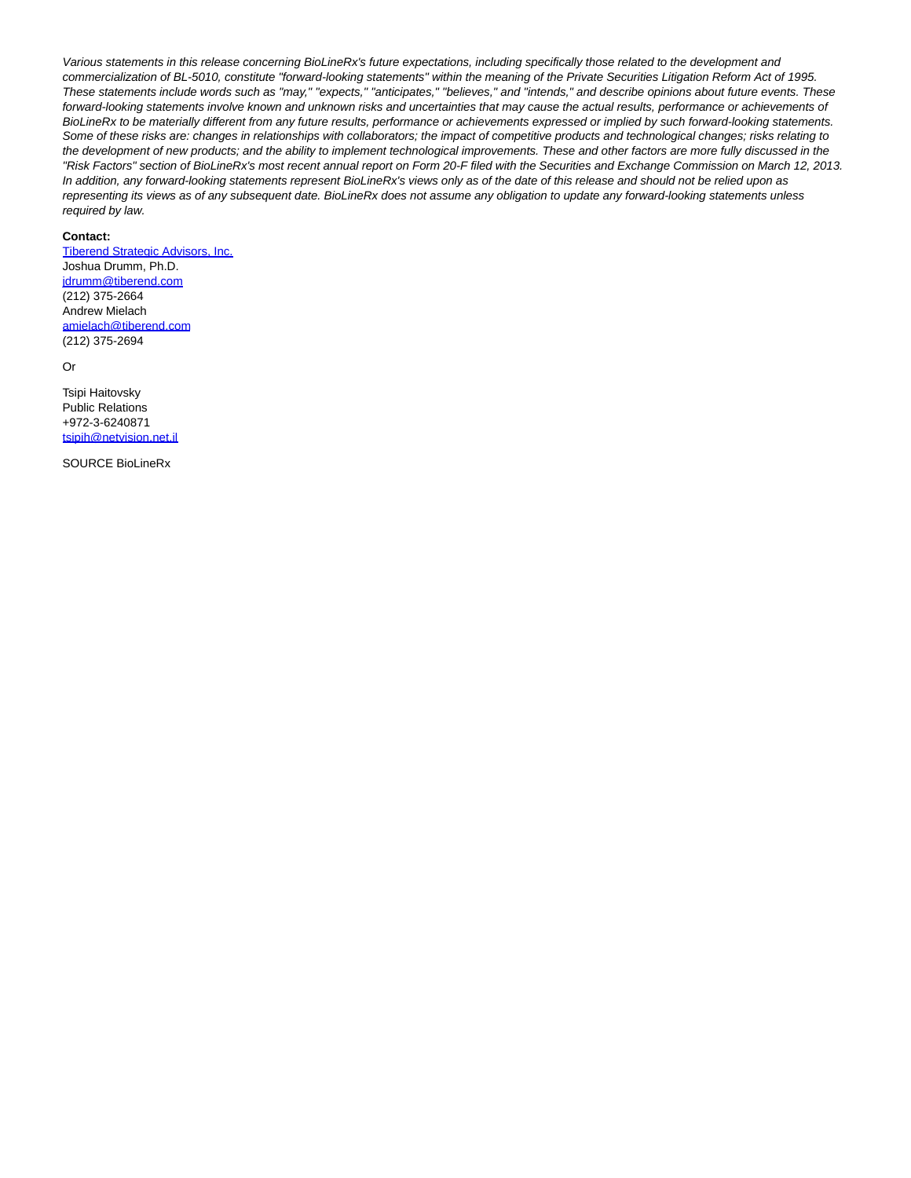*Various statements in this release concerning BioLineRx's future expectations, including specifically those related to the development and commercialization of BL-5010, constitute "forward-looking statements" within the meaning of the Private Securities Litigation Reform Act of 1995. These statements include words such as "may," "expects," "anticipates," "believes," and "intends," and describe opinions about future events. These forward-looking statements involve known and unknown risks and uncertainties that may cause the actual results, performance or achievements of BioLineRx to be materially different from any future results, performance or achievements expressed or implied by such forward-looking statements. Some of these risks are: changes in relationships with collaborators; the impact of competitive products and technological changes; risks relating to the development of new products; and the ability to implement technological improvements. These and other factors are more fully discussed in the "Risk Factors" section of BioLineRx's most recent annual report on Form 20-F filed with the Securities and Exchange Commission on March 12, 2013. In addition, any forward-looking statements represent BioLineRx's views only as of the date of this release and should not be relied upon as representing its views as of any subsequent date. BioLineRx does not assume any obligation to update any forward-looking statements unless required by law.*

**Contact:**
Tiberend Strategic Advisors, Inc.
Joshua Drumm, Ph.D.
jdrumm@tiberend.com
(212) 375-2664
Andrew Mielach
amielach@tiberend.com
(212) 375-2694

Or

Tsipi Haitovsky
Public Relations
+972-3-6240871
tsipih@netvision.net.il

SOURCE BioLineRx